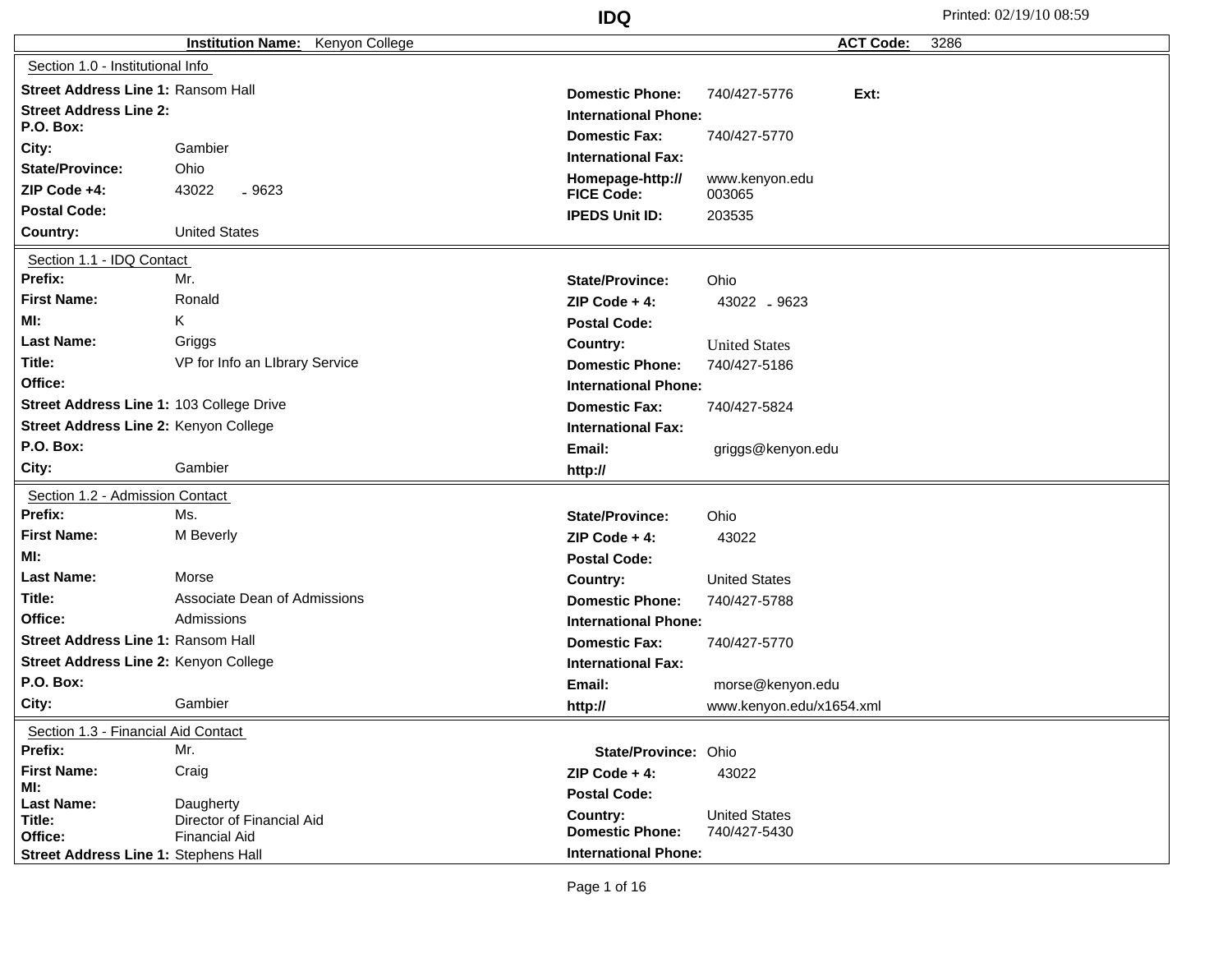# IDQ

Printed: 02/19/10 08:59

**Institution Name:** Kenyon College **ACT Code:** 3286

## Section 1.0 - Institutional Info

| | | | |
|---|---|---|---|
| **Street Address Line 1:** | Ransom Hall | **Domestic Phone:** | 740/427-5776 **Ext:** |
| **Street Address Line 2:** | | **International Phone:** | |
| **P.O. Box:** | | **Domestic Fax:** | 740/427-5770 |
| **City:** | Gambier | **International Fax:** | |
| **State/Province:** | Ohio | **Homepage-http://** | www.kenyon.edu |
| **ZIP Code +4:** | 43022 - 9623 | **FICE Code:** | 003065 |
| **Postal Code:** | | **IPEDS Unit ID:** | 203535 |
| **Country:** | United States | | |

## Section 1.1 - IDQ Contact

| | | | |
|---|---|---|---|
| **Prefix:** | Mr. | **State/Province:** | Ohio |
| **First Name:** | Ronald | **ZIP Code + 4:** | 43022 - 9623 |
| **MI:** | K | **Postal Code:** | |
| **Last Name:** | Griggs | **Country:** | United States |
| **Title:** | VP for Info an LIbrary Service | **Domestic Phone:** | 740/427-5186 |
| **Office:** | | **International Phone:** | |
| **Street Address Line 1:** | 103 College Drive | **Domestic Fax:** | 740/427-5824 |
| **Street Address Line 2:** | Kenyon College | **International Fax:** | |
| **P.O. Box:** | | **Email:** | griggs@kenyon.edu |
| **City:** | Gambier | **http://** | |

## Section 1.2 - Admission Contact

| | | | |
|---|---|---|---|
| **Prefix:** | Ms. | **State/Province:** | Ohio |
| **First Name:** | M Beverly | **ZIP Code + 4:** | 43022 |
| **MI:** | | **Postal Code:** | |
| **Last Name:** | Morse | **Country:** | United States |
| **Title:** | Associate Dean of Admissions | **Domestic Phone:** | 740/427-5788 |
| **Office:** | Admissions | **International Phone:** | |
| **Street Address Line 1:** | Ransom Hall | **Domestic Fax:** | 740/427-5770 |
| **Street Address Line 2:** | Kenyon College | **International Fax:** | |
| **P.O. Box:** | | **Email:** | morse@kenyon.edu |
| **City:** | Gambier | **http://** | www.kenyon.edu/x1654.xml |

## Section 1.3 - Financial Aid Contact

| | | | |
|---|---|---|---|
| **Prefix:** | Mr. | **State/Province:** | Ohio |
| **First Name:** | Craig | **ZIP Code + 4:** | 43022 |
| **MI:** | | **Postal Code:** | |
| **Last Name:** | Daugherty | **Country:** | United States |
| **Title:** | Director of Financial Aid | **Domestic Phone:** | 740/427-5430 |
| **Office:** | Financial Aid | | |
| **Street Address Line 1:** | Stephens Hall | **International Phone:** | |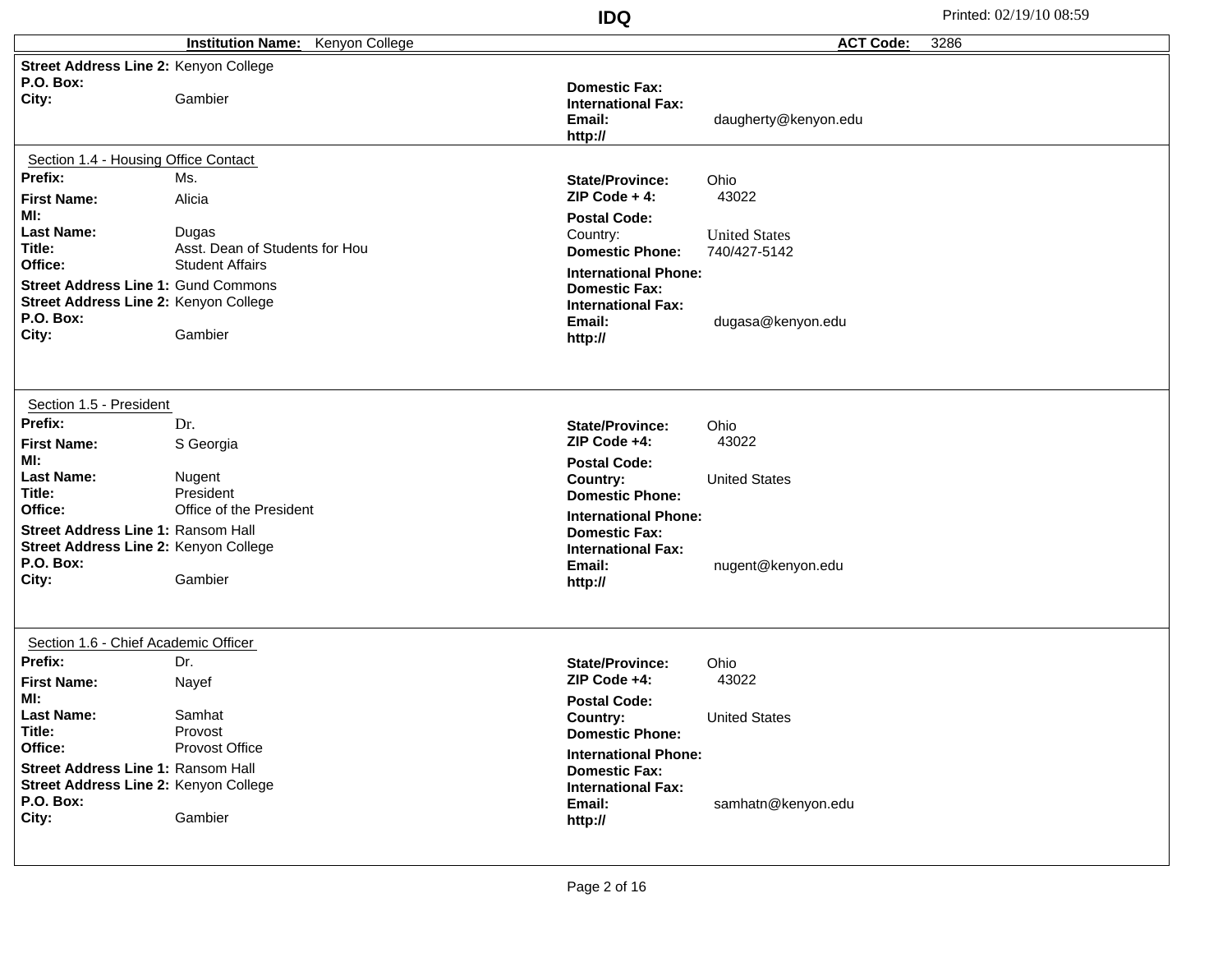**Institution Name:** Kenyon College | **ACT Code:** 3286

**Street Address Line 2:** Kenyon College
**P.O. Box:**
**City:** Gambier

**Domestic Fax:**
**International Fax:**
**Email:** daugherty@kenyon.edu
**http://**

## Section 1.4 - Housing Office Contact

**Prefix:** Ms.
**First Name:** Alicia
**MI:**
**Last Name:** Dugas
**Title:** Asst. Dean of Students for Hou
**Office:** Student Affairs
**Street Address Line 1:** Gund Commons
**Street Address Line 2:** Kenyon College
**P.O. Box:**
**City:** Gambier

**State/Province:** Ohio
**ZIP Code + 4:** 43022
**Postal Code:**
Country: United States
**Domestic Phone:** 740/427-5142
**International Phone:**
**Domestic Fax:**
**International Fax:**
**Email:** dugasa@kenyon.edu
**http://**

## Section 1.5 - President

**Prefix:** Dr.
**First Name:** S Georgia
**MI:**
**Last Name:** Nugent
**Title:** President
**Office:** Office of the President
**Street Address Line 1:** Ransom Hall
**Street Address Line 2:** Kenyon College
**P.O. Box:**
**City:** Gambier

**State/Province:** Ohio
**ZIP Code +4:** 43022
**Postal Code:**
**Country:** United States
**Domestic Phone:**
**International Phone:**
**Domestic Fax:**
**International Fax:**
**Email:** nugent@kenyon.edu
**http://**

## Section 1.6 - Chief Academic Officer

**Prefix:** Dr.
**First Name:** Nayef
**MI:**
**Last Name:** Samhat
**Title:** Provost
**Office:** Provost Office
**Street Address Line 1:** Ransom Hall
**Street Address Line 2:** Kenyon College
**P.O. Box:**
**City:** Gambier

**State/Province:** Ohio
**ZIP Code +4:** 43022
**Postal Code:**
**Country:** United States
**Domestic Phone:**
**International Phone:**
**Domestic Fax:**
**International Fax:**
**Email:** samhatn@kenyon.edu
**http://**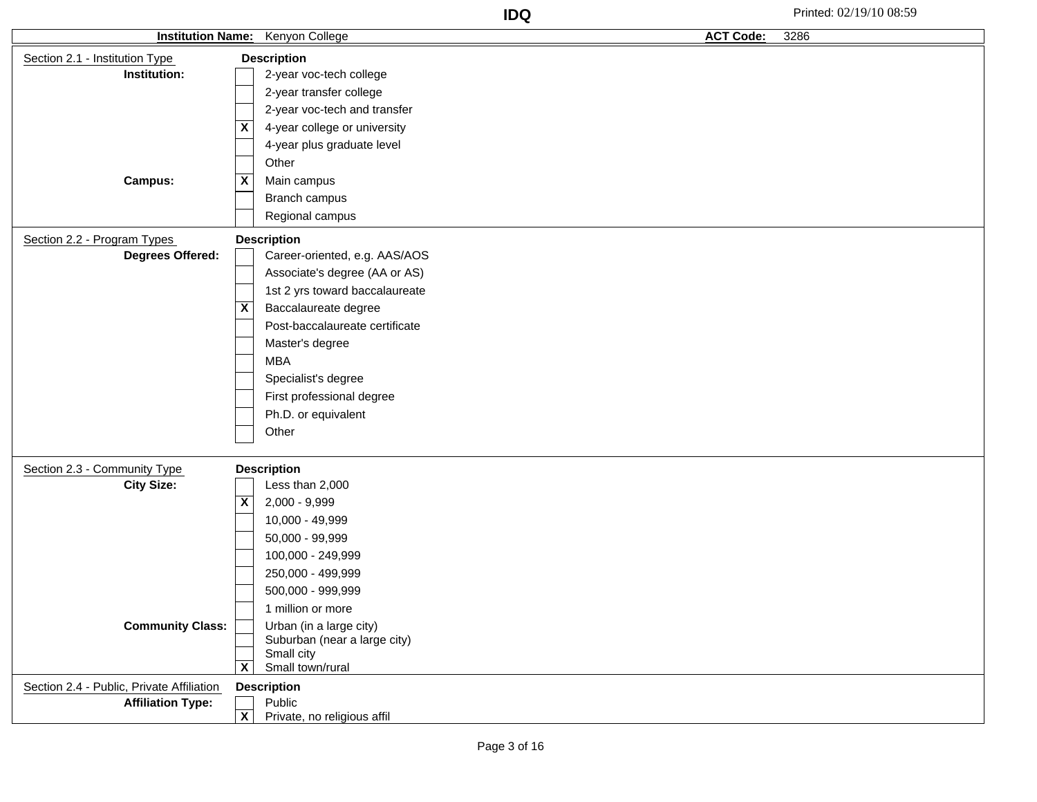**Institution Name:** Kenyon College **ACT Code:** 3286

### Section 2.1 - Institution Type

| | | Description |
|---|---|---|
| **Institution:** | | 2-year voc-tech college |
| | | 2-year transfer college |
| | | 2-year voc-tech and transfer |
| | X | 4-year college or university |
| | | 4-year plus graduate level |
| | | Other |
| **Campus:** | X | Main campus |
| | | Branch campus |
| | | Regional campus |

### Section 2.2 - Program Types

| | | Description |
|---|---|---|
| **Degrees Offered:** | | Career-oriented, e.g. AAS/AOS |
| | | Associate's degree (AA or AS) |
| | | 1st 2 yrs toward baccalaureate |
| | X | Baccalaureate degree |
| | | Post-baccalaureate certificate |
| | | Master's degree |
| | | MBA |
| | | Specialist's degree |
| | | First professional degree |
| | | Ph.D. or equivalent |
| | | Other |

### Section 2.3 - Community Type

| | | Description |
|---|---|---|
| **City Size:** | | Less than 2,000 |
| | X | 2,000 - 9,999 |
| | | 10,000 - 49,999 |
| | | 50,000 - 99,999 |
| | | 100,000 - 249,999 |
| | | 250,000 - 499,999 |
| | | 500,000 - 999,999 |
| | | 1 million or more |
| **Community Class:** | | Urban (in a large city) |
| | | Suburban (near a large city) |
| | | Small city |
| | X | Small town/rural |

### Section 2.4 - Public, Private Affiliation

| | | Description |
|---|---|---|
| **Affiliation Type:** | | Public |
| | X | Private, no religious affil |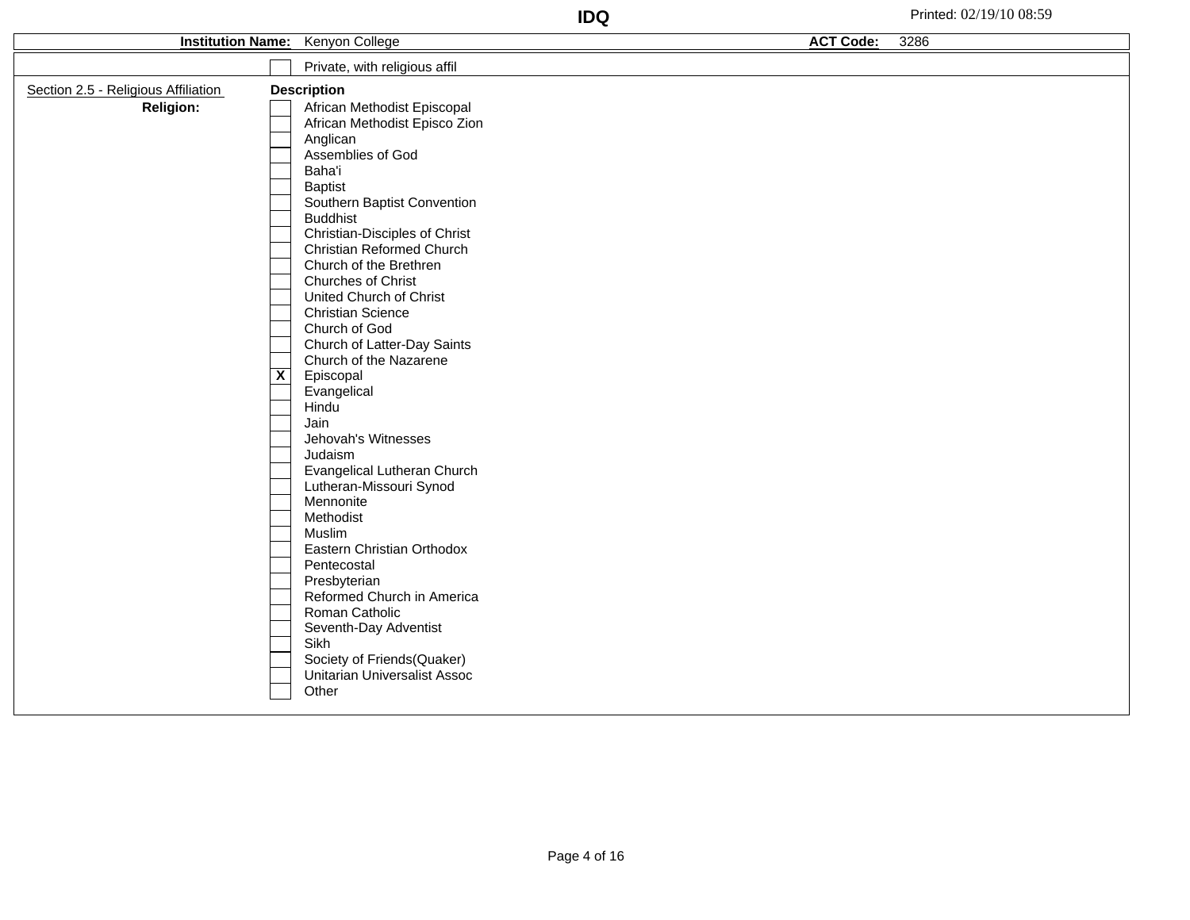**IDQ**

**Institution Name:** Kenyon College **ACT Code:** 3286

- [ ] Private, with religious affil

Section 2.5 - Religious Affiliation

**Religion:**

**Description**

- [ ] African Methodist Episcopal
- [ ] African Methodist Episco Zion
- [ ] Anglican
- [ ] Assemblies of God
- [ ] Baha'i
- [ ] Baptist
- [ ] Southern Baptist Convention
- [ ] Buddhist
- [ ] Christian-Disciples of Christ
- [ ] Christian Reformed Church
- [ ] Church of the Brethren
- [ ] Churches of Christ
- [ ] United Church of Christ
- [ ] Christian Science
- [ ] Church of God
- [ ] Church of Latter-Day Saints
- [ ] Church of the Nazarene
- [x] Episcopal
- [ ] Evangelical
- [ ] Hindu
- [ ] Jain
- [ ] Jehovah's Witnesses
- [ ] Judaism
- [ ] Evangelical Lutheran Church
- [ ] Lutheran-Missouri Synod
- [ ] Mennonite
- [ ] Methodist
- [ ] Muslim
- [ ] Eastern Christian Orthodox
- [ ] Pentecostal
- [ ] Presbyterian
- [ ] Reformed Church in America
- [ ] Roman Catholic
- [ ] Seventh-Day Adventist
- [ ] Sikh
- [ ] Society of Friends(Quaker)
- [ ] Unitarian Universalist Assoc
- [ ] Other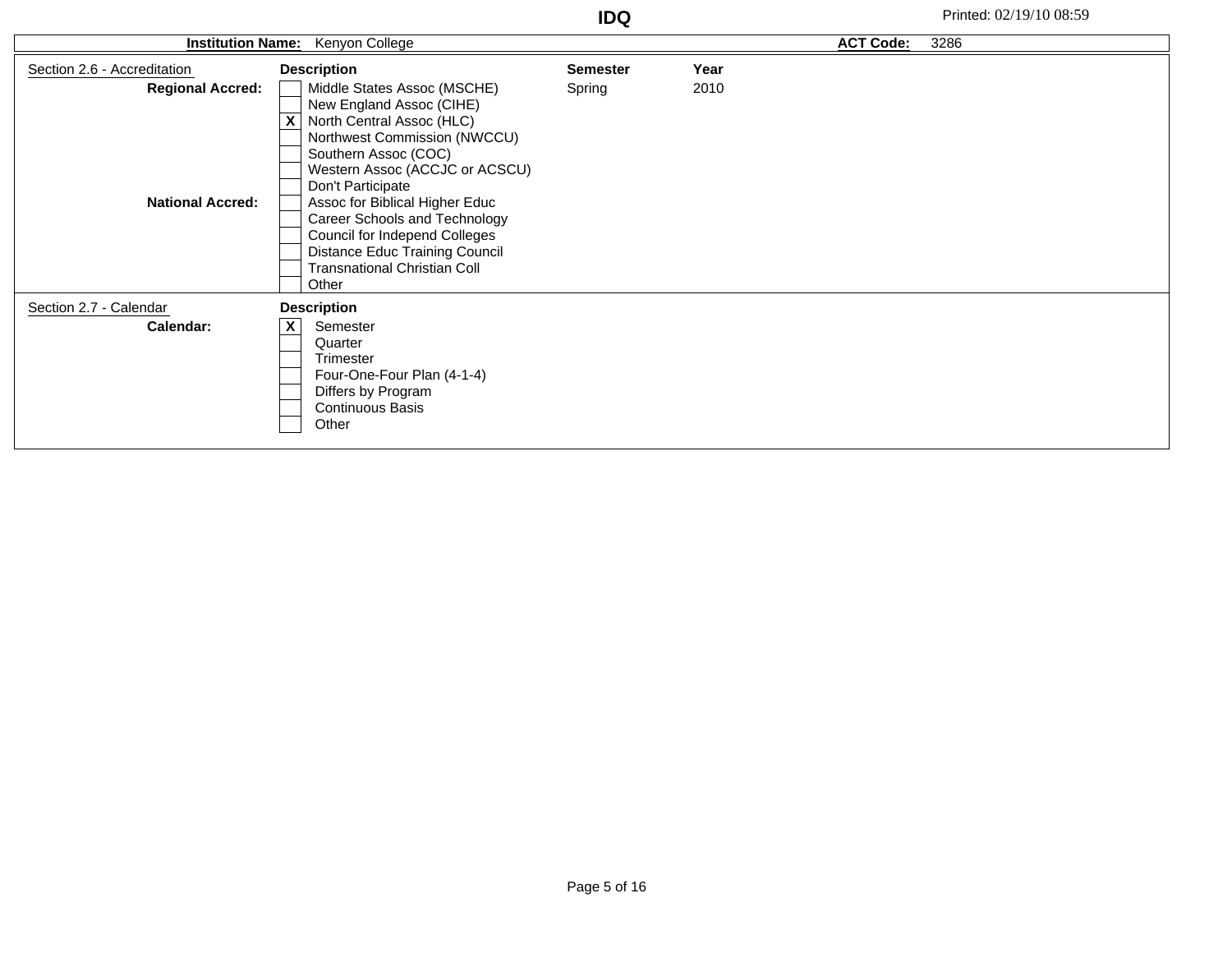# IDQ

Printed: 02/19/10 08:59

**Institution Name:** Kenyon College    **ACT Code:** 3286

## Section 2.6 - Accreditation

| | | Description | Semester | Year |
|---|---|---|---|---|
| **Regional Accred:** | [ ] | Middle States Assoc (MSCHE) | Spring | 2010 |
| | [ ] | New England Assoc (CIHE) | | |
| | [X] | North Central Assoc (HLC) | | |
| | [ ] | Northwest Commission (NWCCU) | | |
| | [ ] | Southern Assoc (COC) | | |
| | [ ] | Western Assoc (ACCJC or ACSCU) | | |
| | [ ] | Don't Participate | | |
| **National Accred:** | [ ] | Assoc for Biblical Higher Educ | | |
| | [ ] | Career Schools and Technology | | |
| | [ ] | Council for Independ Colleges | | |
| | [ ] | Distance Educ Training Council | | |
| | [ ] | Transnational Christian Coll | | |
| | [ ] | Other | | |

## Section 2.7 - Calendar

| | | Description |
|---|---|---|
| **Calendar:** | [X] | Semester |
| | [ ] | Quarter |
| | [ ] | Trimester |
| | [ ] | Four-One-Four Plan (4-1-4) |
| | [ ] | Differs by Program |
| | [ ] | Continuous Basis |
| | [ ] | Other |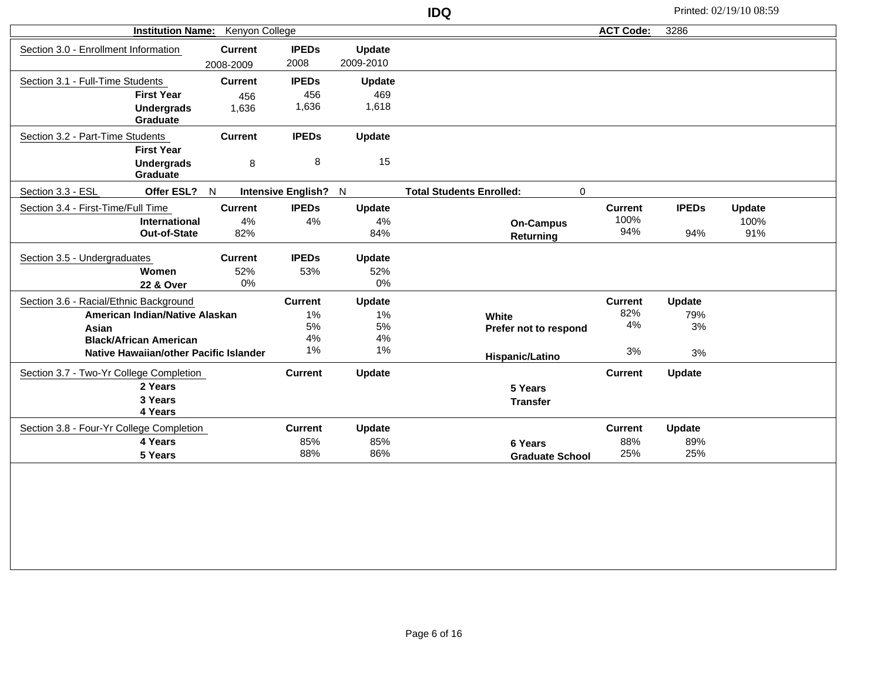# IDQ

**Institution Name:** Kenyon College | **ACT Code:** 3286

## Section 3.0 - Enrollment Information

| | Current | IPEDs | Update |
|---|---|---|---|
| | 2008-2009 | 2008 | 2009-2010 |

## Section 3.1 - Full-Time Students

| | Current | IPEDs | Update |
|---|---|---|---|
| First Year | 456 | 456 | 469 |
| Undergrads | 1,636 | 1,636 | 1,618 |
| Graduate | | | |

## Section 3.2 - Part-Time Students

| | Current | IPEDs | Update |
|---|---|---|---|
| First Year | | | |
| Undergrads | 8 | 8 | 15 |
| Graduate | | | |

## Section 3.3 - ESL

**Offer ESL?** N **Intensive English?** N **Total Students Enrolled:** 0

## Section 3.4 - First-Time/Full Time

| | Current | IPEDs | Update |
|---|---|---|---|
| International | 4% | 4% | 4% |
| Out-of-State | 82% | | 84% |
| On-Campus | 100% | | 100% |
| Returning | 94% | 94% | 91% |

## Section 3.5 - Undergraduates

| | Current | IPEDs | Update |
|---|---|---|---|
| Women | 52% | 53% | 52% |
| 22 & Over | 0% | | 0% |

## Section 3.6 - Racial/Ethnic Background

| | Current | Update |
|---|---|---|
| American Indian/Native Alaskan | 1% | 1% |
| Asian | 5% | 5% |
| Black/African American | 4% | 4% |
| Native Hawaiian/other Pacific Islander | 1% | 1% |
| White | 82% | 79% |
| Prefer not to respond | 4% | 3% |
| Hispanic/Latino | 3% | 3% |

## Section 3.7 - Two-Yr College Completion

| | Current | Update |
|---|---|---|
| 2 Years | | |
| 3 Years | | |
| 4 Years | | |
| 5 Years | | |
| Transfer | | |

## Section 3.8 - Four-Yr College Completion

| | Current | Update |
|---|---|---|
| 4 Years | 85% | 85% |
| 5 Years | 88% | 86% |
| 6 Years | 88% | 89% |
| Graduate School | 25% | 25% |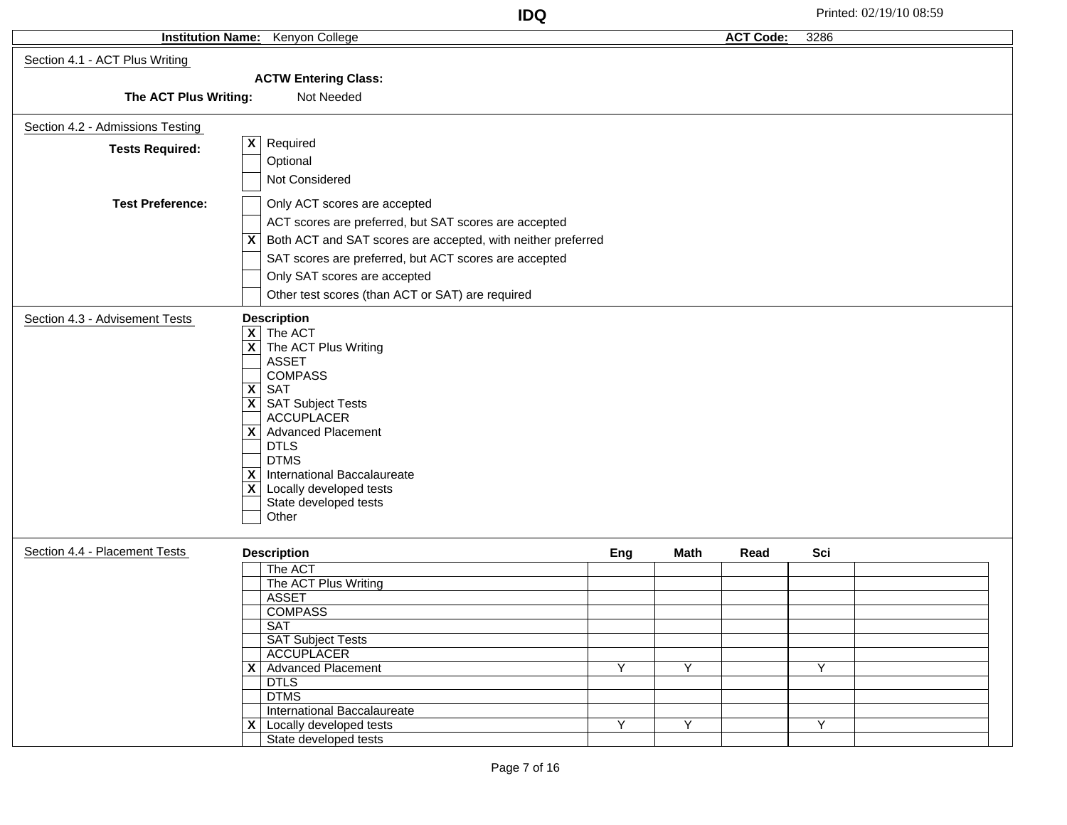**Institution Name:** Kenyon College **ACT Code:** 3286

## Section 4.1 - ACT Plus Writing

**ACTW Entering Class:**

**The ACT Plus Writing:** Not Needed

## Section 4.2 - Admissions Testing

**Tests Required:**

- [X] Required
- [ ] Optional
- [ ] Not Considered

**Test Preference:**

- [ ] Only ACT scores are accepted
- [ ] ACT scores are preferred, but SAT scores are accepted
- [X] Both ACT and SAT scores are accepted, with neither preferred
- [ ] SAT scores are preferred, but ACT scores are accepted
- [ ] Only SAT scores are accepted
- [ ] Other test scores (than ACT or SAT) are required

## Section 4.3 - Advisement Tests

**Description**

- [X] The ACT
- [X] The ACT Plus Writing
- [ ] ASSET
- [ ] COMPASS
- [X] SAT
- [X] SAT Subject Tests
- [ ] ACCUPLACER
- [X] Advanced Placement
- [ ] DTLS
- [ ] DTMS
- [X] International Baccalaureate
- [X] Locally developed tests
- [ ] State developed tests
- [ ] Other

## Section 4.4 - Placement Tests

| | Description | Eng | Math | Read | Sci | |
|---|---|---|---|---|---|---|
| | The ACT | | | | | |
| | The ACT Plus Writing | | | | | |
| | ASSET | | | | | |
| | COMPASS | | | | | |
| | SAT | | | | | |
| | SAT Subject Tests | | | | | |
| | ACCUPLACER | | | | | |
| X | Advanced Placement | Y | Y | | Y | |
| | DTLS | | | | | |
| | DTMS | | | | | |
| | International Baccalaureate | | | | | |
| X | Locally developed tests | Y | Y | | Y | |
| | State developed tests | | | | | |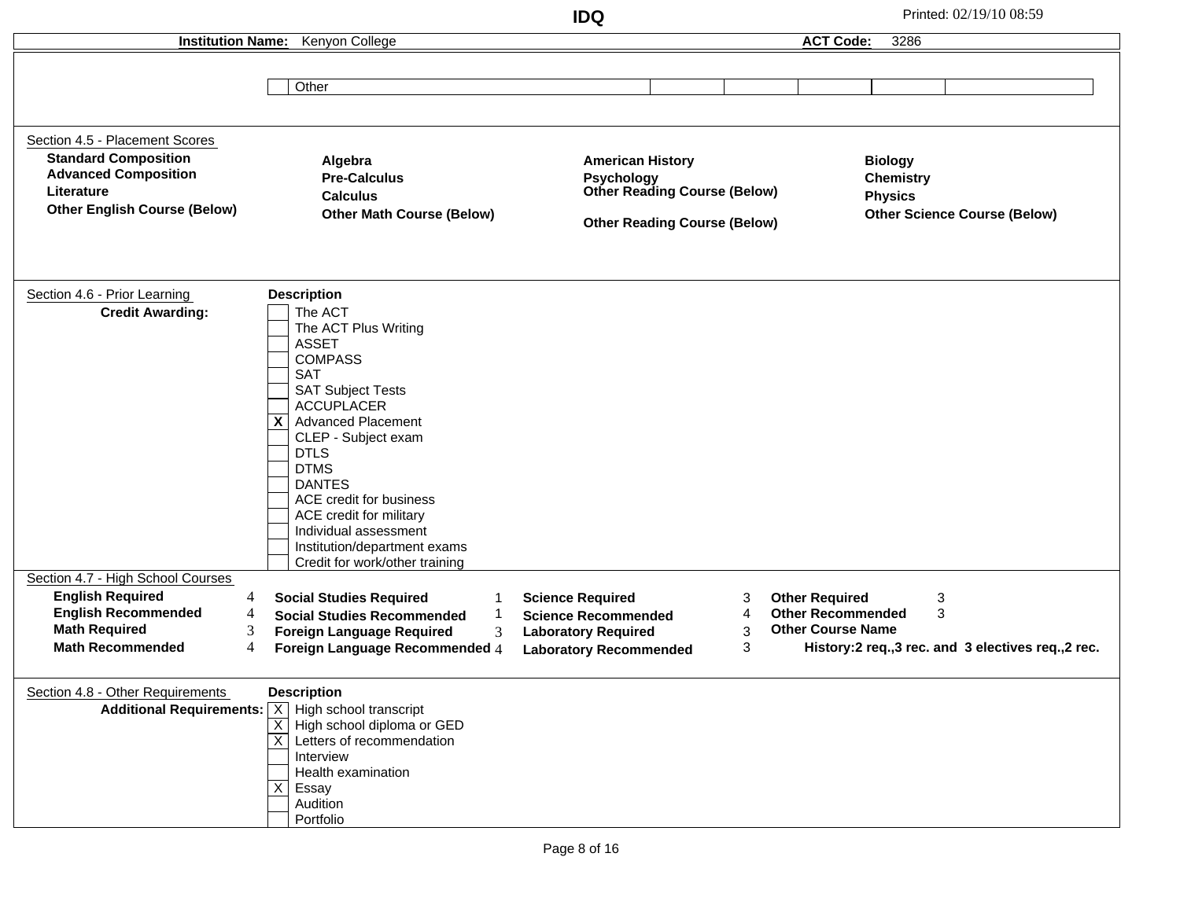**Institution Name:** Kenyon College **ACT Code:** 3286

| | Other | | | | | |
|---|---|---|---|---|---|---|

## Section 4.5 - Placement Scores

| | | | |
|---|---|---|---|
| **Standard Composition** | **Algebra** | **American History** | **Biology** |
| **Advanced Composition** | **Pre-Calculus** | **Psychology** | **Chemistry** |
| **Literature** | **Calculus** | **Other Reading Course (Below)** | **Physics** |
| **Other English Course (Below)** | **Other Math Course (Below)** | **Other Reading Course (Below)** | **Other Science Course (Below)** |

## Section 4.6 - Prior Learning

**Credit Awarding:**

**Description**

- [ ] The ACT
- [ ] The ACT Plus Writing
- [ ] ASSET
- [ ] COMPASS
- [ ] SAT
- [ ] SAT Subject Tests
- [ ] ACCUPLACER
- [x] Advanced Placement
- [ ] CLEP - Subject exam
- [ ] DTLS
- [ ] DTMS
- [ ] DANTES
- [ ] ACE credit for business
- [ ] ACE credit for military
- [ ] Individual assessment
- [ ] Institution/department exams
- [ ] Credit for work/other training

## Section 4.7 - High School Courses

| | | | | | | | |
|---|---|---|---|---|---|---|---|
| **English Required** | 4 | **Social Studies Required** | 1 | **Science Required** | 3 | **Other Required** | 3 |
| **English Recommended** | 4 | **Social Studies Recommended** | 1 | **Science Recommended** | 4 | **Other Recommended** | 3 |
| **Math Required** | 3 | **Foreign Language Required** | 3 | **Laboratory Required** | 3 | **Other Course Name** | |
| **Math Recommended** | 4 | **Foreign Language Recommended** | 4 | **Laboratory Recommended** | 3 | **History:2 req.,3 rec. and 3 electives req.,2 rec.** | |

## Section 4.8 - Other Requirements

**Additional Requirements:**

**Description**

- [x] High school transcript
- [x] High school diploma or GED
- [x] Letters of recommendation
- [ ] Interview
- [ ] Health examination
- [x] Essay
- [ ] Audition
- [ ] Portfolio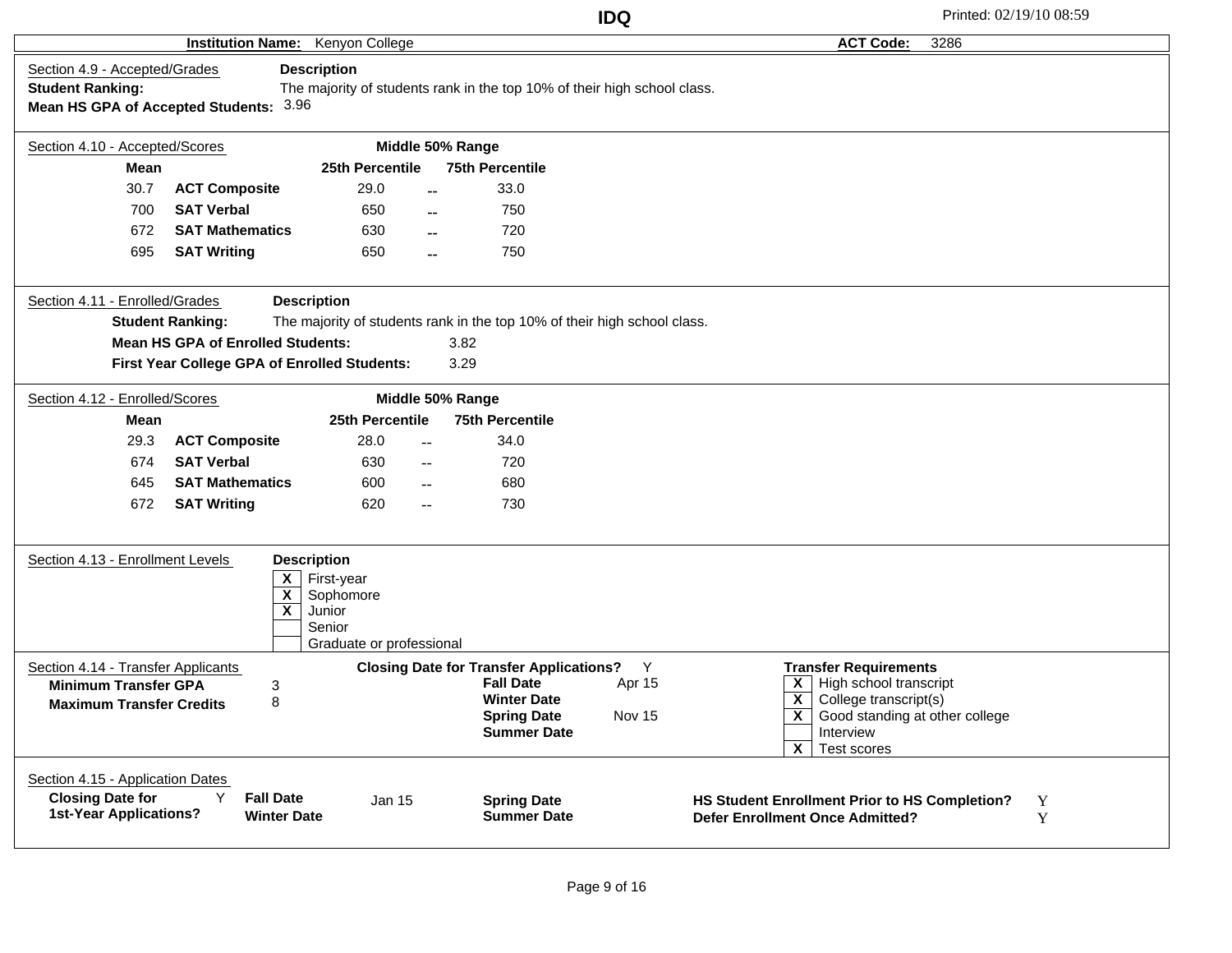**Institution Name:** Kenyon College **ACT Code:** 3286

## Section 4.9 - Accepted/Grades

**Description**

**Student Ranking:** The majority of students rank in the top 10% of their high school class.

**Mean HS GPA of Accepted Students:** 3.96

## Section 4.10 - Accepted/Scores

| Mean | | Middle 50% Range 25th Percentile | | 75th Percentile |
|---|---|---|---|---|
| 30.7 | **ACT Composite** | 29.0 | -- | 33.0 |
| 700 | **SAT Verbal** | 650 | -- | 750 |
| 672 | **SAT Mathematics** | 630 | -- | 720 |
| 695 | **SAT Writing** | 650 | -- | 750 |

## Section 4.11 - Enrolled/Grades

**Description**

**Student Ranking:** The majority of students rank in the top 10% of their high school class.

**Mean HS GPA of Enrolled Students:** 3.82

**First Year College GPA of Enrolled Students:** 3.29

## Section 4.12 - Enrolled/Scores

| Mean | | Middle 50% Range 25th Percentile | | 75th Percentile |
|---|---|---|---|---|
| 29.3 | **ACT Composite** | 28.0 | -- | 34.0 |
| 674 | **SAT Verbal** | 630 | -- | 720 |
| 645 | **SAT Mathematics** | 600 | -- | 680 |
| 672 | **SAT Writing** | 620 | -- | 730 |

## Section 4.13 - Enrollment Levels

**Description**

- [X] First-year
- [X] Sophomore
- [X] Junior
- [ ] Senior
- [ ] Graduate or professional

## Section 4.14 - Transfer Applicants

**Minimum Transfer GPA:** 3

**Maximum Transfer Credits:** 8

**Closing Date for Transfer Applications?** Y

- **Fall Date:** Apr 15
- **Winter Date:**
- **Spring Date:** Nov 15
- **Summer Date:**

**Transfer Requirements**

- [X] High school transcript
- [X] College transcript(s)
- [X] Good standing at other college
- [ ] Interview
- [X] Test scores

## Section 4.15 - Application Dates

**Closing Date for 1st-Year Applications?** Y

- **Fall Date:** Jan 15
- **Winter Date:**
- **Spring Date:**
- **Summer Date:**

**HS Student Enrollment Prior to HS Completion?** Y

**Defer Enrollment Once Admitted?** Y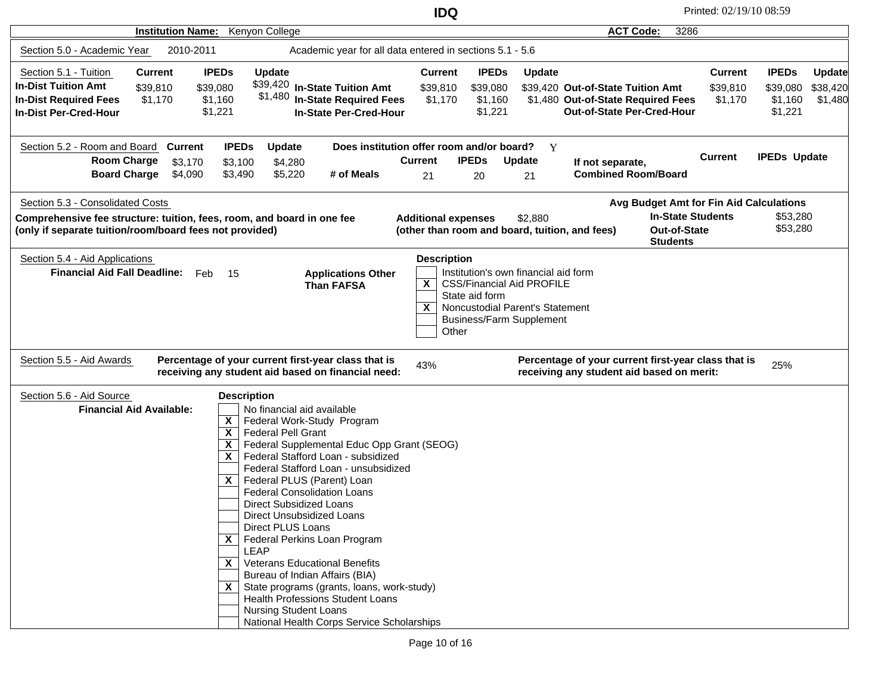# IDQ

Printed: 02/19/10 08:59

**Institution Name:** Kenyon College  **ACT Code:** 3286

## Section 5.0 - Academic Year

2010-2011 — Academic year for all data entered in sections 5.1 - 5.6

## Section 5.1 - Tuition

| | Current | IPEDs | Update |
|---|---|---|---|
| **In-Dist Tuition Amt** | $39,810 | $39,080 | $39,420 |
| **In-Dist Required Fees** | $1,170 | $1,160 | $1,480 |
| **In-Dist Per-Cred-Hour** | | $1,221 | |
| **In-State Tuition Amt** | $39,810 | $39,080 | $39,420 |
| **In-State Required Fees** | $1,170 | $1,160 | $1,480 |
| **In-State Per-Cred-Hour** | | $1,221 | |
| **Out-of-State Tuition Amt** | $39,810 | $39,080 | $38,420 |
| **Out-of-State Required Fees** | $1,170 | $1,160 | $1,480 |
| **Out-of-State Per-Cred-Hour** | | $1,221 | |

## Section 5.2 - Room and Board

**Does institution offer room and/or board?** Y

| | Current | IPEDs | Update |
|---|---|---|---|
| **Room Charge** | $3,170 | $3,100 | $4,280 |
| **Board Charge** | $4,090 | $3,490 | $5,220 |
| **# of Meals** | 21 | 20 | 21 |

| | Current | IPEDs | Update |
|---|---|---|---|
| **If not separate, Combined Room/Board** | | | |

## Section 5.3 - Consolidated Costs

**Comprehensive fee structure: tuition, fees, room, and board in one fee (only if separate tuition/room/board fees not provided)**

**Additional expenses (other than room and board, tuition, and fees)** $2,880

**Avg Budget Amt for Fin Aid Calculations**

| | |
|---|---|
| **In-State Students** | $53,280 |
| **Out-of-State Students** | $53,280 |

## Section 5.4 - Aid Applications

**Financial Aid Fall Deadline:** Feb 15

**Applications Other Than FAFSA**

**Description**

- [ ] Institution's own financial aid form
- [X] CSS/Financial Aid PROFILE
- [ ] State aid form
- [X] Noncustodial Parent's Statement
- [ ] Business/Farm Supplement
- [ ] Other

## Section 5.5 - Aid Awards

**Percentage of your current first-year class that is receiving any student aid based on financial need:** 43%

**Percentage of your current first-year class that is receiving any student aid based on merit:** 25%

## Section 5.6 - Aid Source

**Financial Aid Available:**

**Description**

- [ ] No financial aid available
- [X] Federal Work-Study Program
- [X] Federal Pell Grant
- [X] Federal Supplemental Educ Opp Grant (SEOG)
- [X] Federal Stafford Loan - subsidized
- [ ] Federal Stafford Loan - unsubsidized
- [X] Federal PLUS (Parent) Loan
- [ ] Federal Consolidation Loans
- [ ] Direct Subsidized Loans
- [ ] Direct Unsubsidized Loans
- [ ] Direct PLUS Loans
- [X] Federal Perkins Loan Program
- [ ] LEAP
- [X] Veterans Educational Benefits
- [ ] Bureau of Indian Affairs (BIA)
- [X] State programs (grants, loans, work-study)
- [ ] Health Professions Student Loans
- [ ] Nursing Student Loans
- [ ] National Health Corps Service Scholarships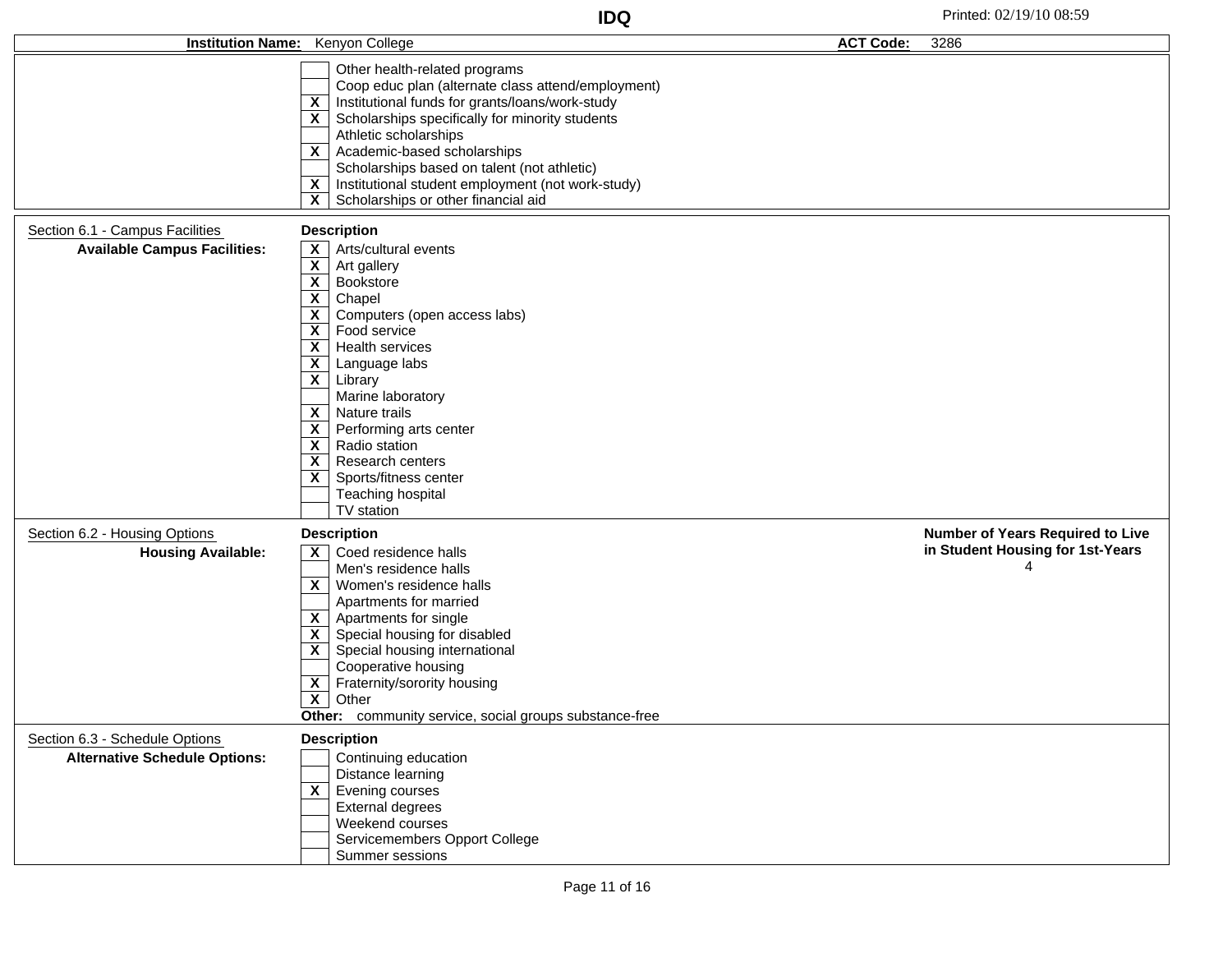**IDQ**

**Institution Name:** Kenyon College **ACT Code:** 3286

| | |
|---|---|
| | Other health-related programs |
| | Coop educ plan (alternate class attend/employment) |
| X | Institutional funds for grants/loans/work-study |
| X | Scholarships specifically for minority students |
| | Athletic scholarships |
| X | Academic-based scholarships |
| | Scholarships based on talent (not athletic) |
| X | Institutional student employment (not work-study) |
| X | Scholarships or other financial aid |

## Section 6.1 - Campus Facilities

**Available Campus Facilities:**

| | Description |
|---|---|
| X | Arts/cultural events |
| X | Art gallery |
| X | Bookstore |
| X | Chapel |
| X | Computers (open access labs) |
| X | Food service |
| X | Health services |
| X | Language labs |
| X | Library |
| | Marine laboratory |
| X | Nature trails |
| X | Performing arts center |
| X | Radio station |
| X | Research centers |
| X | Sports/fitness center |
| | Teaching hospital |
| | TV station |

## Section 6.2 - Housing Options

**Housing Available:**

| | Description |
|---|---|
| X | Coed residence halls |
| | Men's residence halls |
| X | Women's residence halls |
| | Apartments for married |
| X | Apartments for single |
| X | Special housing for disabled |
| X | Special housing international |
| | Cooperative housing |
| X | Fraternity/sorority housing |
| X | Other |

**Other:** community service, social groups substance-free

**Number of Years Required to Live in Student Housing for 1st-Years:** 4

## Section 6.3 - Schedule Options

**Alternative Schedule Options:**

| | Description |
|---|---|
| | Continuing education |
| | Distance learning |
| X | Evening courses |
| | External degrees |
| | Weekend courses |
| | Servicemembers Opport College |
| | Summer sessions |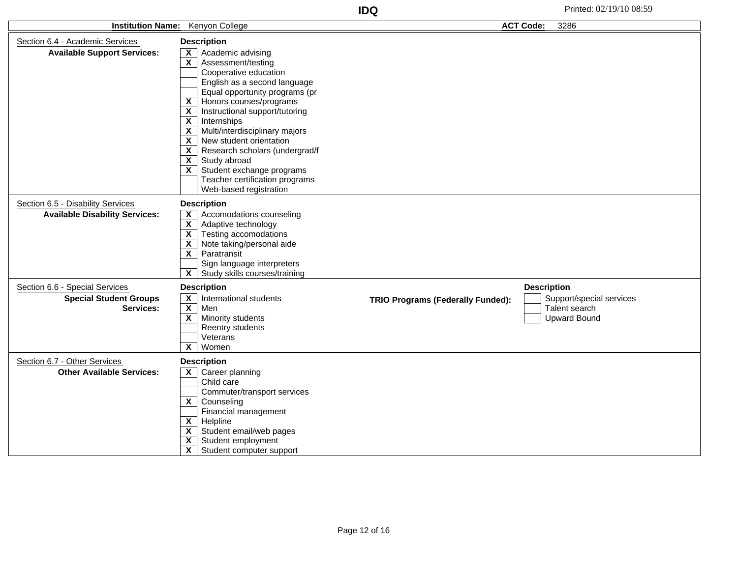# IDQ

**Institution Name:** Kenyon College | **ACT Code:** 3286

## Section 6.4 - Academic Services

**Available Support Services:**

| | Description |
|---|---|
| X | Academic advising |
| X | Assessment/testing |
| | Cooperative education |
| | English as a second language |
| | Equal opportunity programs (pr |
| X | Honors courses/programs |
| X | Instructional support/tutoring |
| X | Internships |
| X | Multi/interdisciplinary majors |
| X | New student orientation |
| X | Research scholars (undergrad/f |
| X | Study abroad |
| X | Student exchange programs |
| | Teacher certification programs |
| | Web-based registration |

## Section 6.5 - Disability Services

**Available Disability Services:**

| | Description |
|---|---|
| X | Accomodations counseling |
| X | Adaptive technology |
| X | Testing accomodations |
| X | Note taking/personal aide |
| X | Paratransit |
| | Sign language interpreters |
| X | Study skills courses/training |

## Section 6.6 - Special Services

**Special Student Groups Services:**

| | Description |
|---|---|
| X | International students |
| X | Men |
| X | Minority students |
| | Reentry students |
| | Veterans |
| X | Women |

**TRIO Programs (Federally Funded):**

| | Description |
|---|---|
| | Support/special services |
| | Talent search |
| | Upward Bound |

## Section 6.7 - Other Services

**Other Available Services:**

| | Description |
|---|---|
| X | Career planning |
| | Child care |
| | Commuter/transport services |
| X | Counseling |
| | Financial management |
| X | Helpline |
| X | Student email/web pages |
| X | Student employment |
| X | Student computer support |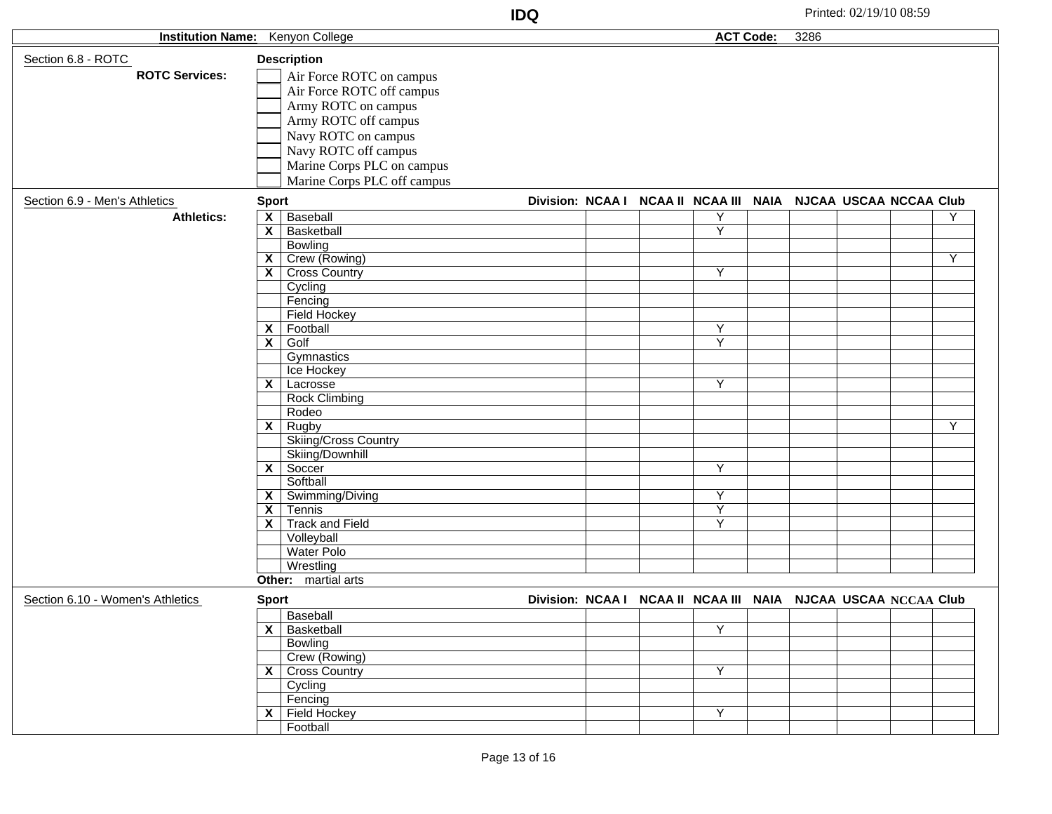**IDQ**

Printed: 02/19/10 08:59

**Institution Name:** Kenyon College **ACT Code:** 3286

## Section 6.8 - ROTC

**ROTC Services:**

**Description**

| | Description |
|---|---|
| | Air Force ROTC on campus |
| | Air Force ROTC off campus |
| | Army ROTC on campus |
| | Army ROTC off campus |
| | Navy ROTC on campus |
| | Navy ROTC off campus |
| | Marine Corps PLC on campus |
| | Marine Corps PLC off campus |

## Section 6.9 - Men's Athletics

**Athletics:**

| | Sport | NCAA I | NCAA II | NCAA III | NAIA | NJCAA | USCAA | NCCAA | Club |
|---|---|---|---|---|---|---|---|---|---|
| X | Baseball | | | Y | | | | | Y |
| X | Basketball | | | Y | | | | | |
| | Bowling | | | | | | | | |
| X | Crew (Rowing) | | | | | | | | Y |
| X | Cross Country | | | Y | | | | | |
| | Cycling | | | | | | | | |
| | Fencing | | | | | | | | |
| | Field Hockey | | | | | | | | |
| X | Football | | | Y | | | | | |
| X | Golf | | | Y | | | | | |
| | Gymnastics | | | | | | | | |
| | Ice Hockey | | | | | | | | |
| X | Lacrosse | | | Y | | | | | |
| | Rock Climbing | | | | | | | | |
| | Rodeo | | | | | | | | |
| X | Rugby | | | | | | | | Y |
| | Skiing/Cross Country | | | | | | | | |
| | Skiing/Downhill | | | | | | | | |
| X | Soccer | | | Y | | | | | |
| | Softball | | | | | | | | |
| X | Swimming/Diving | | | Y | | | | | |
| X | Tennis | | | Y | | | | | |
| X | Track and Field | | | Y | | | | | |
| | Volleyball | | | | | | | | |
| | Water Polo | | | | | | | | |
| | Wrestling | | | | | | | | |

**Other:** martial arts

## Section 6.10 - Women's Athletics

| | Sport | NCAA I | NCAA II | NCAA III | NAIA | NJCAA | USCAA | NCCAA | Club |
|---|---|---|---|---|---|---|---|---|---|
| | Baseball | | | | | | | | |
| X | Basketball | | | Y | | | | | |
| | Bowling | | | | | | | | |
| | Crew (Rowing) | | | | | | | | |
| X | Cross Country | | | Y | | | | | |
| | Cycling | | | | | | | | |
| | Fencing | | | | | | | | |
| X | Field Hockey | | | Y | | | | | |
| | Football | | | | | | | | |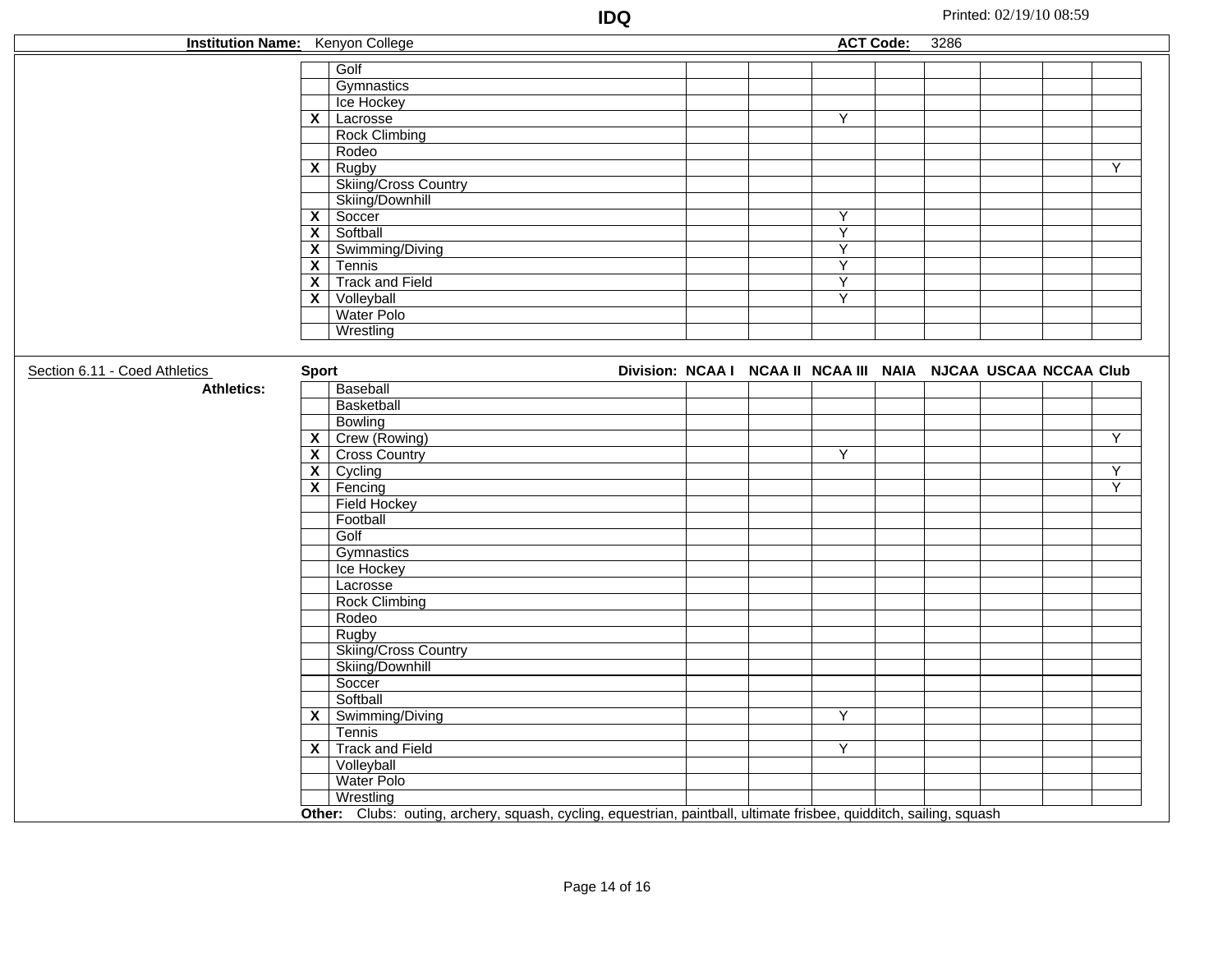**Institution Name:** Kenyon College **ACT Code:** 3286

| | Sport | NCAA I | NCAA II | NCAA III | NAIA | NJCAA | USCAA | NCCAA | Club |
|---|---|---|---|---|---|---|---|---|---|
| | Golf | | | | | | | | |
| | Gymnastics | | | | | | | | |
| | Ice Hockey | | | | | | | | |
| X | Lacrosse | | | Y | | | | | |
| | Rock Climbing | | | | | | | | |
| | Rodeo | | | | | | | | |
| X | Rugby | | | | | | | | Y |
| | Skiing/Cross Country | | | | | | | | |
| | Skiing/Downhill | | | | | | | | |
| X | Soccer | | | Y | | | | | |
| X | Softball | | | Y | | | | | |
| X | Swimming/Diving | | | Y | | | | | |
| X | Tennis | | | Y | | | | | |
| X | Track and Field | | | Y | | | | | |
| X | Volleyball | | | Y | | | | | |
| | Water Polo | | | | | | | | |
| | Wrestling | | | | | | | | |

## Section 6.11 - Coed Athletics

**Athletics:**

| | Sport | NCAA I | NCAA II | NCAA III | NAIA | NJCAA | USCAA | NCCAA | Club |
|---|---|---|---|---|---|---|---|---|---|
| | Baseball | | | | | | | | |
| | Basketball | | | | | | | | |
| | Bowling | | | | | | | | |
| X | Crew (Rowing) | | | | | | | | Y |
| X | Cross Country | | | Y | | | | | |
| X | Cycling | | | | | | | | Y |
| X | Fencing | | | | | | | | Y |
| | Field Hockey | | | | | | | | |
| | Football | | | | | | | | |
| | Golf | | | | | | | | |
| | Gymnastics | | | | | | | | |
| | Ice Hockey | | | | | | | | |
| | Lacrosse | | | | | | | | |
| | Rock Climbing | | | | | | | | |
| | Rodeo | | | | | | | | |
| | Rugby | | | | | | | | |
| | Skiing/Cross Country | | | | | | | | |
| | Skiing/Downhill | | | | | | | | |
| | Soccer | | | | | | | | |
| | Softball | | | | | | | | |
| X | Swimming/Diving | | | Y | | | | | |
| | Tennis | | | | | | | | |
| X | Track and Field | | | Y | | | | | |
| | Volleyball | | | | | | | | |
| | Water Polo | | | | | | | | |
| | Wrestling | | | | | | | | |

**Other:** Clubs: outing, archery, squash, cycling, equestrian, paintball, ultimate frisbee, quidditch, sailing, squash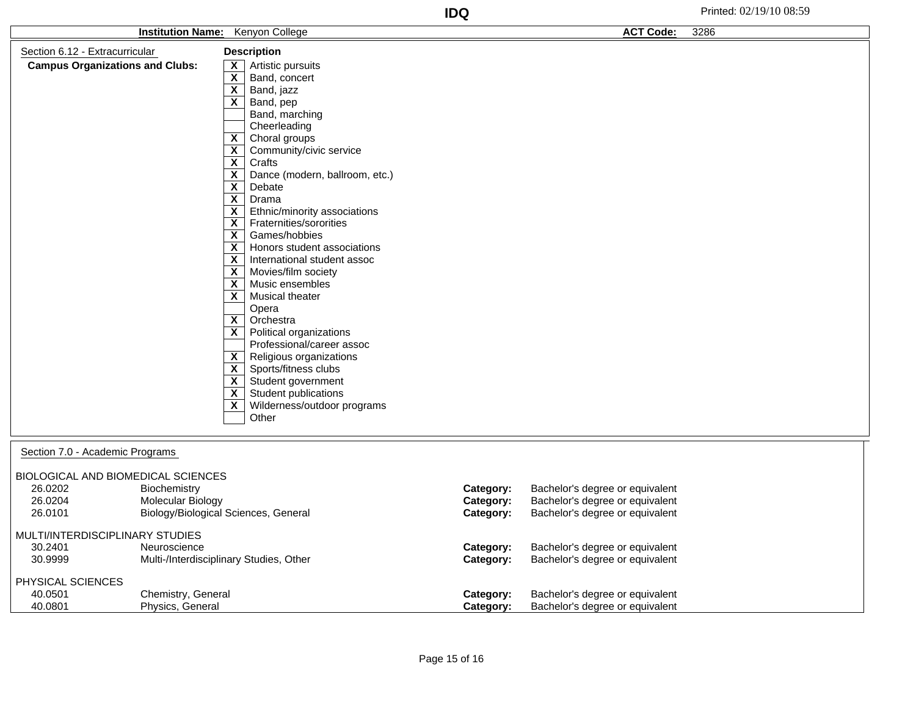**Institution Name:** Kenyon College **ACT Code:** 3286

## Section 6.12 - Extracurricular

**Campus Organizations and Clubs:**

| | Description |
|---|---|
| X | Artistic pursuits |
| X | Band, concert |
| X | Band, jazz |
| X | Band, pep |
| | Band, marching |
| | Cheerleading |
| X | Choral groups |
| X | Community/civic service |
| X | Crafts |
| X | Dance (modern, ballroom, etc.) |
| X | Debate |
| X | Drama |
| X | Ethnic/minority associations |
| X | Fraternities/sororities |
| X | Games/hobbies |
| X | Honors student associations |
| X | International student assoc |
| X | Movies/film society |
| X | Music ensembles |
| X | Musical theater |
| | Opera |
| X | Orchestra |
| X | Political organizations |
| | Professional/career assoc |
| X | Religious organizations |
| X | Sports/fitness clubs |
| X | Student government |
| X | Student publications |
| X | Wilderness/outdoor programs |
| | Other |

## Section 7.0 - Academic Programs

BIOLOGICAL AND BIOMEDICAL SCIENCES

| Code | Program | | Category |
|---|---|---|---|
| 26.0202 | Biochemistry | **Category:** | Bachelor's degree or equivalent |
| 26.0204 | Molecular Biology | **Category:** | Bachelor's degree or equivalent |
| 26.0101 | Biology/Biological Sciences, General | **Category:** | Bachelor's degree or equivalent |

MULTI/INTERDISCIPLINARY STUDIES

| Code | Program | | Category |
|---|---|---|---|
| 30.2401 | Neuroscience | **Category:** | Bachelor's degree or equivalent |
| 30.9999 | Multi-/Interdisciplinary Studies, Other | **Category:** | Bachelor's degree or equivalent |

PHYSICAL SCIENCES

| Code | Program | | Category |
|---|---|---|---|
| 40.0501 | Chemistry, General | **Category:** | Bachelor's degree or equivalent |
| 40.0801 | Physics, General | **Category:** | Bachelor's degree or equivalent |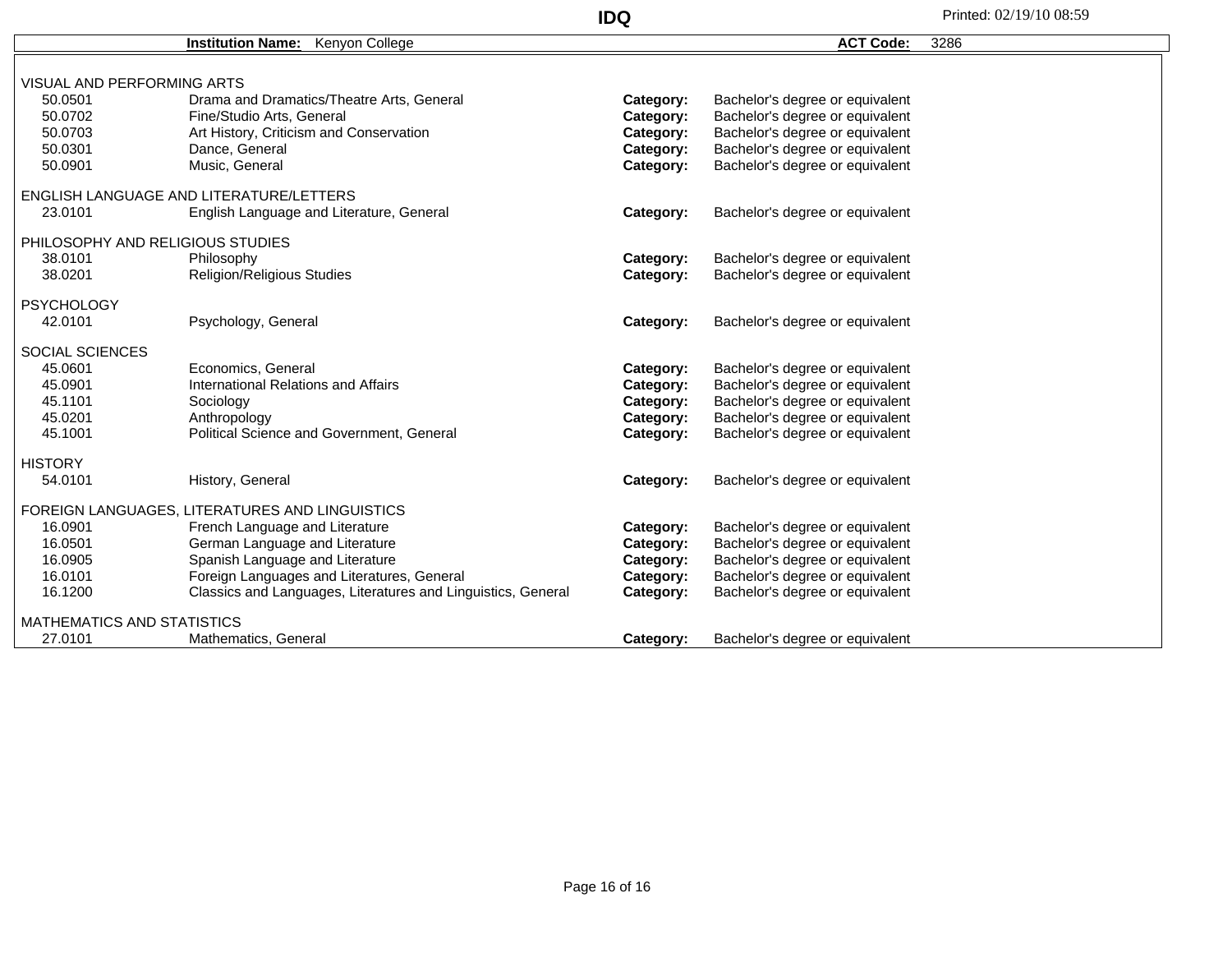**IDQ**

Printed: 02/19/10 08:59

**Institution Name:** Kenyon College **ACT Code:** 3286

VISUAL AND PERFORMING ARTS

| | | | |
|---|---|---|---|
| 50.0501 | Drama and Dramatics/Theatre Arts, General | **Category:** | Bachelor's degree or equivalent |
| 50.0702 | Fine/Studio Arts, General | **Category:** | Bachelor's degree or equivalent |
| 50.0703 | Art History, Criticism and Conservation | **Category:** | Bachelor's degree or equivalent |
| 50.0301 | Dance, General | **Category:** | Bachelor's degree or equivalent |
| 50.0901 | Music, General | **Category:** | Bachelor's degree or equivalent |

ENGLISH LANGUAGE AND LITERATURE/LETTERS

| | | | |
|---|---|---|---|
| 23.0101 | English Language and Literature, General | **Category:** | Bachelor's degree or equivalent |

PHILOSOPHY AND RELIGIOUS STUDIES

| | | | |
|---|---|---|---|
| 38.0101 | Philosophy | **Category:** | Bachelor's degree or equivalent |
| 38.0201 | Religion/Religious Studies | **Category:** | Bachelor's degree or equivalent |

PSYCHOLOGY

| | | | |
|---|---|---|---|
| 42.0101 | Psychology, General | **Category:** | Bachelor's degree or equivalent |

SOCIAL SCIENCES

| | | | |
|---|---|---|---|
| 45.0601 | Economics, General | **Category:** | Bachelor's degree or equivalent |
| 45.0901 | International Relations and Affairs | **Category:** | Bachelor's degree or equivalent |
| 45.1101 | Sociology | **Category:** | Bachelor's degree or equivalent |
| 45.0201 | Anthropology | **Category:** | Bachelor's degree or equivalent |
| 45.1001 | Political Science and Government, General | **Category:** | Bachelor's degree or equivalent |

HISTORY

| | | | |
|---|---|---|---|
| 54.0101 | History, General | **Category:** | Bachelor's degree or equivalent |

FOREIGN LANGUAGES, LITERATURES AND LINGUISTICS

| | | | |
|---|---|---|---|
| 16.0901 | French Language and Literature | **Category:** | Bachelor's degree or equivalent |
| 16.0501 | German Language and Literature | **Category:** | Bachelor's degree or equivalent |
| 16.0905 | Spanish Language and Literature | **Category:** | Bachelor's degree or equivalent |
| 16.0101 | Foreign Languages and Literatures, General | **Category:** | Bachelor's degree or equivalent |
| 16.1200 | Classics and Languages, Literatures and Linguistics, General | **Category:** | Bachelor's degree or equivalent |

MATHEMATICS AND STATISTICS

| | | | |
|---|---|---|---|
| 27.0101 | Mathematics, General | **Category:** | Bachelor's degree or equivalent |